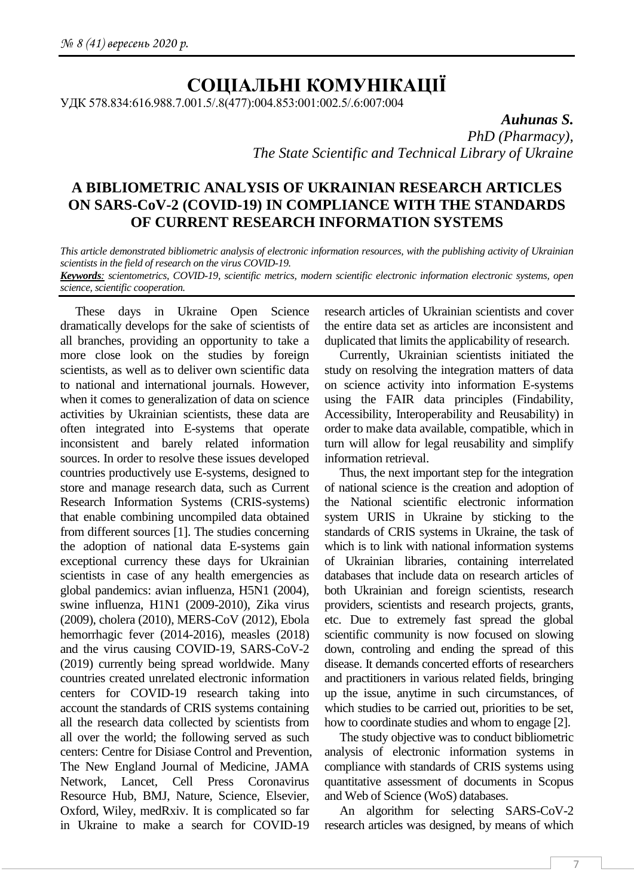# СОЦІАЛЬНІ КОМУНІКАЦІЇ

УДК 578.834:616.988.7.001.5/.8(477):004.853:001:002.5/.6:007:004

***Auhunas S.***
*PhD (Pharmacy),*
*The State Scientific and Technical Library of Ukraine*

## A BIBLIOMETRIC ANALYSIS OF UKRAINIAN RESEARCH ARTICLES ON SARS-CoV-2 (COVID-19) IN COMPLIANCE WITH THE STANDARDS OF CURRENT RESEARCH INFORMATION SYSTEMS

*This article demonstrated bibliometric analysis of electronic information resources, with the publishing activity of Ukrainian scientists in the field of research on the virus COVID-19.*

***Keywords**: scientometrics, COVID-19, scientific metrics, modern scientific electronic information electronic systems, open science, scientific cooperation.*

These days in Ukraine Open Science dramatically develops for the sake of scientists of all branches, providing an opportunity to take a more close look on the studies by foreign scientists, as well as to deliver own scientific data to national and international journals. However, when it comes to generalization of data on science activities by Ukrainian scientists, these data are often integrated into E-systems that operate inconsistent and barely related information sources. In order to resolve these issues developed countries productively use E-systems, designed to store and manage research data, such as Current Research Information Systems (CRIS-systems) that enable combining uncompiled data obtained from different sources [1]. The studies concerning the adoption of national data E-systems gain exceptional currency these days for Ukrainian scientists in case of any health emergencies as global pandemics: avian influenza, H5N1 (2004), swine influenza, H1N1 (2009-2010), Zika virus (2009), cholera (2010), MERS-CoV (2012), Ebola hemorrhagic fever (2014-2016), measles (2018) and the virus causing COVID-19, SARS-CoV-2 (2019) currently being spread worldwide. Many countries created unrelated electronic information centers for COVID-19 research taking into account the standards of CRIS systems containing all the research data collected by scientists from all over the world; the following served as such centers: Centre for Disiase Control and Prevention, The New England Journal of Medicine, JAMA Network, Lancet, Cell Press Coronavirus Resource Hub, BMJ, Nature, Science, Elsevier, Oxford, Wiley, medRxiv. It is complicated so far in Ukraine to make a search for COVID-19 research articles of Ukrainian scientists and cover the entire data set as articles are inconsistent and duplicated that limits the applicability of research.

Currently, Ukrainian scientists initiated the study on resolving the integration matters of data on science activity into information E-systems using the FAIR data principles (Findability, Accessibility, Interoperability and Reusability) in order to make data available, compatible, which in turn will allow for legal reusability and simplify information retrieval.

Thus, the next important step for the integration of national science is the creation and adoption of the National scientific electronic information system URIS in Ukraine by sticking to the standards of CRIS systems in Ukraine, the task of which is to link with national information systems of Ukrainian libraries, containing interrelated databases that include data on research articles of both Ukrainian and foreign scientists, research providers, scientists and research projects, grants, etc. Due to extremely fast spread the global scientific community is now focused on slowing down, controling and ending the spread of this disease. It demands concerted efforts of researchers and practitioners in various related fields, bringing up the issue, anytime in such circumstances, of which studies to be carried out, priorities to be set, how to coordinate studies and whom to engage [2].

The study objective was to conduct bibliometric analysis of electronic information systems in compliance with standards of CRIS systems using quantitative assessment of documents in Scopus and Web of Science (WoS) databases.

An algorithm for selecting SARS-CoV-2 research articles was designed, by means of which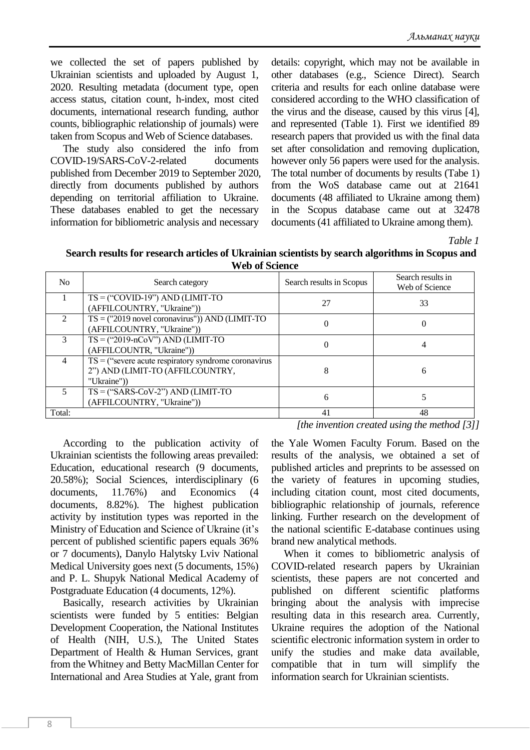we collected the set of papers published by Ukrainian scientists and uploaded by August 1, 2020. Resulting metadata (document type, open access status, citation count, h-index, most cited documents, international research funding, author counts, bibliographic relationship of journals) were taken from Scopus and Web of Science databases.

The study also considered the info from COVID-19/SARS-CoV-2-related documents published from December 2019 to September 2020, directly from documents published by authors depending on territorial affiliation to Ukraine. These databases enabled to get the necessary information for bibliometric analysis and necessary details: copyright, which may not be available in other databases (e.g., Science Direct). Search criteria and results for each online database were considered according to the WHO classification of the virus and the disease, caused by this virus [4], and represented (Table 1). First we identified 89 research papers that provided us with the final data set after consolidation and removing duplication, however only 56 papers were used for the analysis. The total number of documents by results (Tabe 1) from the WoS database came out at 21641 documents (48 affiliated to Ukraine among them) in the Scopus database came out at 32478 documents (41 affiliated to Ukraine among them).

*Table 1*

**Search results for research articles of Ukrainian scientists by search algorithms in Scopus and Web of Science**

| No | Search category | Search results in Scopus | Search results in Web of Science |
|---|---|---|---|
| 1 | TS = ("COVID-19") AND (LIMIT-TO (AFFILCOUNTRY, "Ukraine")) | 27 | 33 |
| 2 | TS = ("2019 novel coronavirus")) AND (LIMIT-TO (AFFILCOUNTRY, "Ukraine")) | 0 | 0 |
| 3 | TS = ("2019-nCoV") AND (LIMIT-TO (AFFILCOUNTR, "Ukraine")) | 0 | 4 |
| 4 | TS = ("severe acute respiratory syndrome coronavirus 2") AND (LIMIT-TO (AFFILCOUNTRY, "Ukraine")) | 8 | 6 |
| 5 | TS = ("SARS-CoV-2") AND (LIMIT-TO (AFFILCOUNTRY, "Ukraine")) | 6 | 5 |
| Total: | | 41 | 48 |

*[the invention created using the method [3]]*

According to the publication activity of Ukrainian scientists the following areas prevailed: Education, educational research (9 documents, 20.58%); Social Sciences, interdisciplinary (6 documents, 11.76%) and Economics (4 documents, 8.82%). The highest publication activity by institution types was reported in the Ministry of Education and Science of Ukraine (it's percent of published scientific papers equals 36% or 7 documents), Danylo Halytsky Lviv National Medical University goes next (5 documents, 15%) and P. L. Shupyk National Medical Academy of Postgraduate Education (4 documents, 12%).

Basically, research activities by Ukrainian scientists were funded by 5 entities: Belgian Development Cooperation, the National Institutes of Health (NIH, U.S.), The United States Department of Health & Human Services, grant from the Whitney and Betty MacMillan Center for International and Area Studies at Yale, grant from the Yale Women Faculty Forum. Based on the results of the analysis, we obtained a set of published articles and preprints to be assessed on the variety of features in upcoming studies, including citation count, most cited documents, bibliographic relationship of journals, reference linking. Further research on the development of the national scientific E-database continues using brand new analytical methods.

When it comes to bibliometric analysis of COVID-related research papers by Ukrainian scientists, these papers are not concerted and published on different scientific platforms bringing about the analysis with imprecise resulting data in this research area. Currently, Ukraine requires the adoption of the National scientific electronic information system in order to unify the studies and make data available, compatible that in turn will simplify the information search for Ukrainian scientists.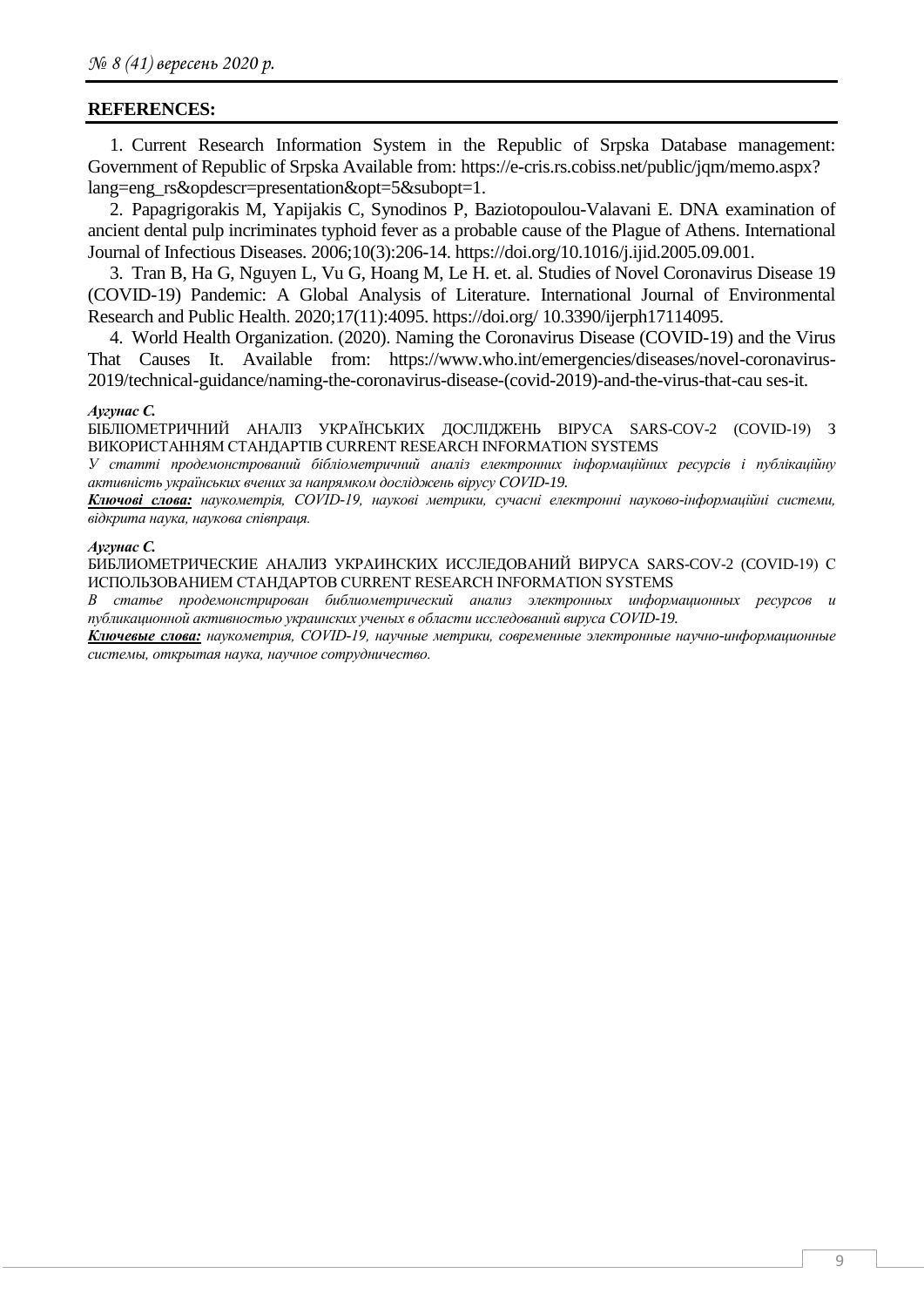## REFERENCES:

1. Current Research Information System in the Republic of Srpska Database management: Government of Republic of Srpska Available from: https://e-cris.rs.cobiss.net/public/jqm/memo.aspx?lang=eng_rs&opdescr=presentation&opt=5&subopt=1.

2. Papagrigorakis M, Yapijakis C, Synodinos P, Baziotopoulou-Valavani E. DNA examination of ancient dental pulp incriminates typhoid fever as a probable cause of the Plague of Athens. International Journal of Infectious Diseases. 2006;10(3):206-14. https://doi.org/10.1016/j.ijid.2005.09.001.

3. Tran B, Ha G, Nguyen L, Vu G, Hoang M, Le H. et. al. Studies of Novel Coronavirus Disease 19 (COVID-19) Pandemic: A Global Analysis of Literature. International Journal of Environmental Research and Public Health. 2020;17(11):4095. https://doi.org/ 10.3390/ijerph17114095.

4. World Health Organization. (2020). Naming the Coronavirus Disease (COVID-19) and the Virus That Causes It. Available from: https://www.who.int/emergencies/diseases/novel-coronavirus-2019/technical-guidance/naming-the-coronavirus-disease-(covid-2019)-and-the-virus-that-cau ses-it.

***Аугунас С.***

БІБЛІОМЕТРИЧНИЙ АНАЛІЗ УКРАЇНСЬКИХ ДОСЛІДЖЕНЬ ВІРУСА SARS-COV-2 (COVID-19) З ВИКОРИСТАННЯМ СТАНДАРТІВ CURRENT RESEARCH INFORMATION SYSTEMS

*У статті продемонстрований бібліометричний аналіз електронних інформаційних ресурсів і публікаційну активність українських вчених за напрямком досліджень вірусу COVID-19.*

***Ключові слова:*** *наукометрія, COVID-19, наукові метрики, сучасні електронні науково-інформаційні системи, відкрита наука, наукова співпраця.*

***Аугунас С.***

БИБЛИОМЕТРИЧЕСКИЕ АНАЛИЗ УКРАИНСКИХ ИССЛЕДОВАНИЙ ВИРУСА SARS-COV-2 (COVID-19) С ИСПОЛЬЗОВАНИЕМ СТАНДАРТОВ CURRENT RESEARCH INFORMATION SYSTEMS

*В статье продемонстрирован библиометрический анализ электронных информационных ресурсов и публикационной активностью украинских ученых в области исследований вируса COVID-19.*

***Ключевые слова:*** *наукометрия, COVID-19, научные метрики, современные электронные научно-информационные системы, открытая наука, научное сотрудничество.*